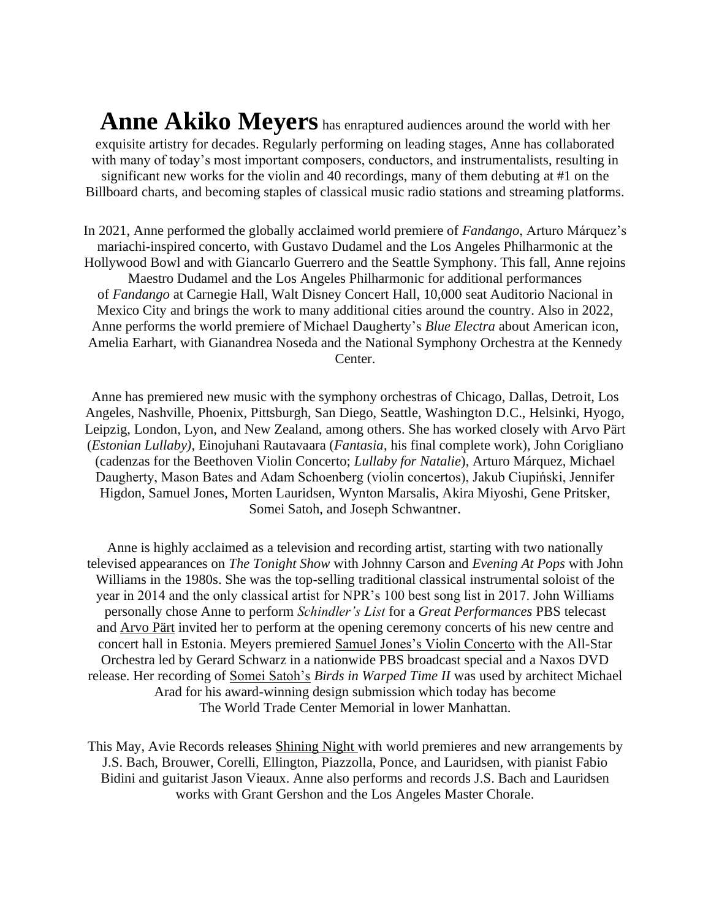**Anne Akiko Meyers** has enraptured audiences around the world with her exquisite artistry for decades. Regularly performing on leading stages, Anne has collaborated with many of today's most important composers, conductors, and instrumentalists, resulting in significant new works for the violin and 40 recordings, many of them debuting at #1 on the Billboard charts, and becoming staples of classical music radio stations and streaming platforms.

In 2021, Anne performed the globally acclaimed world premiere of *Fandango*, Arturo Márquez's mariachi-inspired concerto, with Gustavo Dudamel and the Los Angeles Philharmonic at the Hollywood Bowl and with Giancarlo Guerrero and the Seattle Symphony. This fall, Anne rejoins Maestro Dudamel and the Los Angeles Philharmonic for additional performances of *Fandango* at Carnegie Hall, Walt Disney Concert Hall, 10,000 seat Auditorio Nacional in Mexico City and brings the work to many additional cities around the country. Also in 2022, Anne performs the world premiere of Michael Daugherty's *Blue Electra* about American icon, Amelia Earhart, with Gianandrea Noseda and the National Symphony Orchestra at the Kennedy Center.

Anne has premiered new music with the symphony orchestras of Chicago, Dallas, Detroit, Los Angeles, Nashville, Phoenix, Pittsburgh, San Diego, Seattle, Washington D.C., Helsinki, Hyogo, Leipzig, London, Lyon, and New Zealand, among others. She has worked closely with Arvo Pärt (*Estonian Lullaby)*, Einojuhani Rautavaara (*Fantasia*, his final complete work), John Corigliano (cadenzas for the Beethoven Violin Concerto; *Lullaby for Natalie*), Arturo Márquez, Michael Daugherty, Mason Bates and Adam Schoenberg (violin concertos), Jakub Ciupiński, Jennifer Higdon, Samuel Jones, Morten Lauridsen, Wynton Marsalis, Akira Miyoshi, Gene Pritsker, Somei Satoh, and Joseph Schwantner.

Anne is highly acclaimed as a television and recording artist, starting with two nationally televised appearances on *The Tonight Show* with Johnny Carson and *Evening At Pops* with John Williams in the 1980s. She was the top-selling traditional classical instrumental soloist of the year in 2014 and the only classical artist for NPR's 100 best song list in 2017. John Williams personally chose Anne to perform *Schindler's List* for a *Great Performances* PBS telecast and Arvo Pärt invited her to perform at the opening ceremony concerts of his new centre and concert hall in Estonia. Meyers premiered Samuel Jones's Violin Concerto with the All-Star Orchestra led by Gerard Schwarz in a nationwide PBS broadcast special and a Naxos DVD release. Her recording of Somei Satoh's *Birds in Warped Time II* was used by architect Michael Arad for his award-winning design submission which today has become The World Trade Center Memorial in lower Manhattan.

This May, Avie Records releases Shining Night with world premieres and new arrangements by J.S. Bach, Brouwer, Corelli, Ellington, Piazzolla, Ponce, and Lauridsen, with pianist Fabio Bidini and guitarist Jason Vieaux. Anne also performs and records J.S. Bach and Lauridsen works with Grant Gershon and the Los Angeles Master Chorale.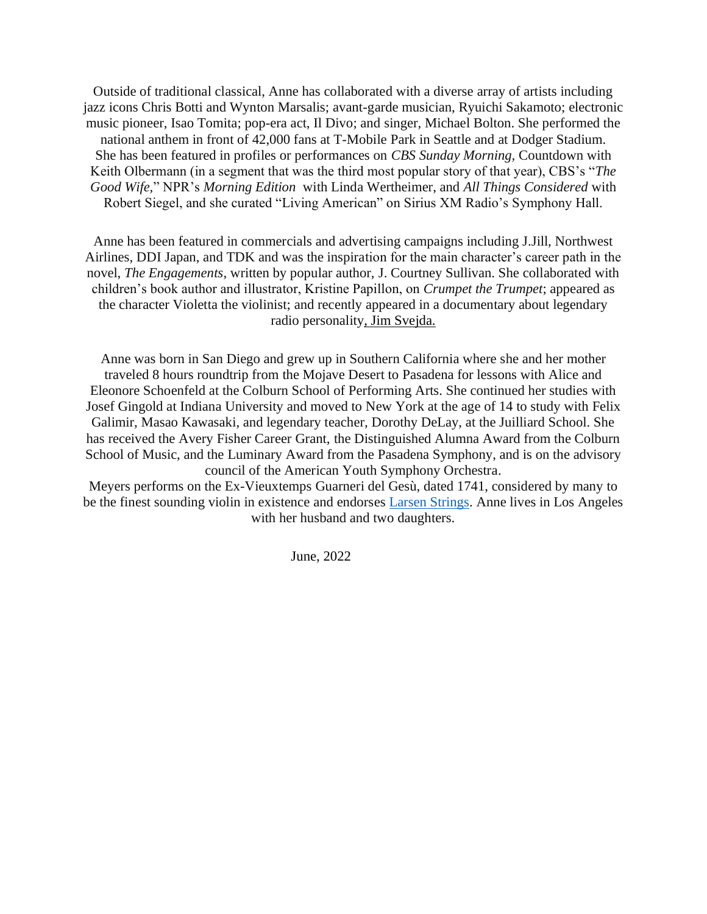Outside of traditional classical, Anne has collaborated with a diverse array of artists including jazz icons Chris Botti and Wynton Marsalis; avant-garde musician, Ryuichi Sakamoto; electronic music pioneer, Isao Tomita; pop-era act, Il Divo; and singer, Michael Bolton. She performed the national anthem in front of 42,000 fans at T-Mobile Park in Seattle and at Dodger Stadium. She has been featured in profiles or performances on *CBS Sunday Morning,* Countdown with Keith Olbermann (in a segment that was the third most popular story of that year), CBS's "*The Good Wife,*" NPR's *Morning Edition* with Linda Wertheimer, and *All Things Considered* with Robert Siegel, and she curated "Living American" on Sirius XM Radio's Symphony Hall.

Anne has been featured in commercials and advertising campaigns including J.Jill, Northwest Airlines, DDI Japan, and TDK and was the inspiration for the main character's career path in the novel, *The Engagements*, written by popular author, J. Courtney Sullivan. She collaborated with children's book author and illustrator, Kristine Papillon, on *Crumpet the Trumpet*; appeared as the character Violetta the violinist; and recently appeared in a documentary about legendary radio personality, Jim Svejda.

Anne was born in San Diego and grew up in Southern California where she and her mother traveled 8 hours roundtrip from the Mojave Desert to Pasadena for lessons with Alice and Eleonore Schoenfeld at the Colburn School of Performing Arts. She continued her studies with Josef Gingold at Indiana University and moved to New York at the age of 14 to study with Felix Galimir, Masao Kawasaki, and legendary teacher, Dorothy DeLay, at the Juilliard School. She has received the Avery Fisher Career Grant, the Distinguished Alumna Award from the Colburn School of Music, and the Luminary Award from the Pasadena Symphony, and is on the advisory council of the American Youth Symphony Orchestra.

Meyers performs on the Ex-Vieuxtemps Guarneri del Gesù, dated 1741, considered by many to be the finest sounding violin in existence and endorses Larsen Strings. Anne lives in Los Angeles with her husband and two daughters.

June, 2022